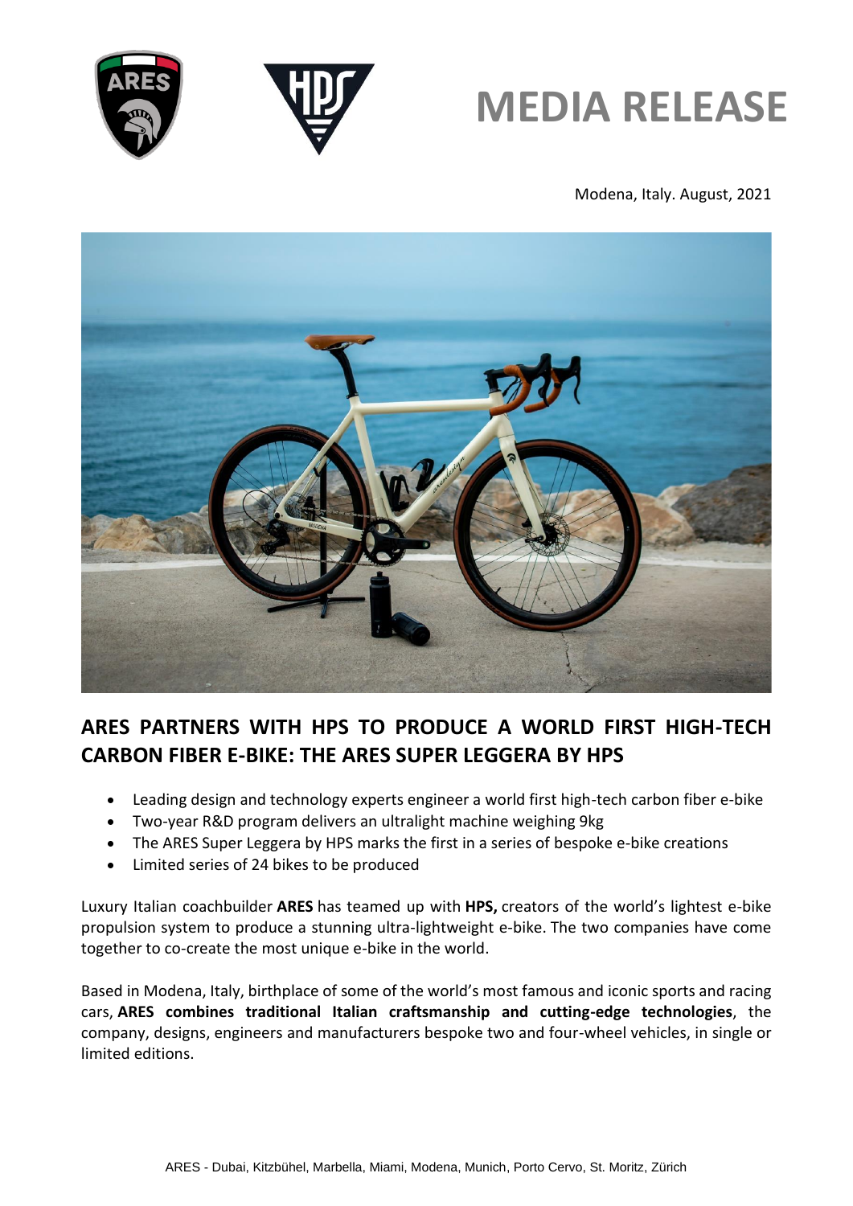# MEDIA RELEASE

Modena, Italy. August, 2021

## ARES PARTNERS WITH HPS TO PRODUCE A WORLD FIRST HIGH-TECH CARBON FIBER E-BIKE: THE ARES SUPER LEGGERA BY HPS

- Leading design and technology experts engineer a world first high-tech carbon fiber e-bike
- Two-year R&D program delivers an ultralight machine weighing 9kg
- The ARES Super Leggera by HPS marks the first in a series of bespoke e-bike creations
- Limited series of 24 bikes to be produced

Luxury Italian coachbuilder **ARES** has teamed up with **HPS,** creators of the world's lightest e-bike propulsion system to produce a stunning ultra-lightweight e-bike. The two companies have come together to co-create the most unique e-bike in the world.

Based in Modena, Italy, birthplace of some of the world's most famous and iconic sports and racing cars, **ARES combines traditional Italian craftsmanship and cutting-edge technologies**, the company, designs, engineers and manufacturers bespoke two and four-wheel vehicles, in single or limited editions.

ARES - Dubai, Kitzbühel, Marbella, Miami, Modena, Munich, Porto Cervo, St. Moritz, Zürich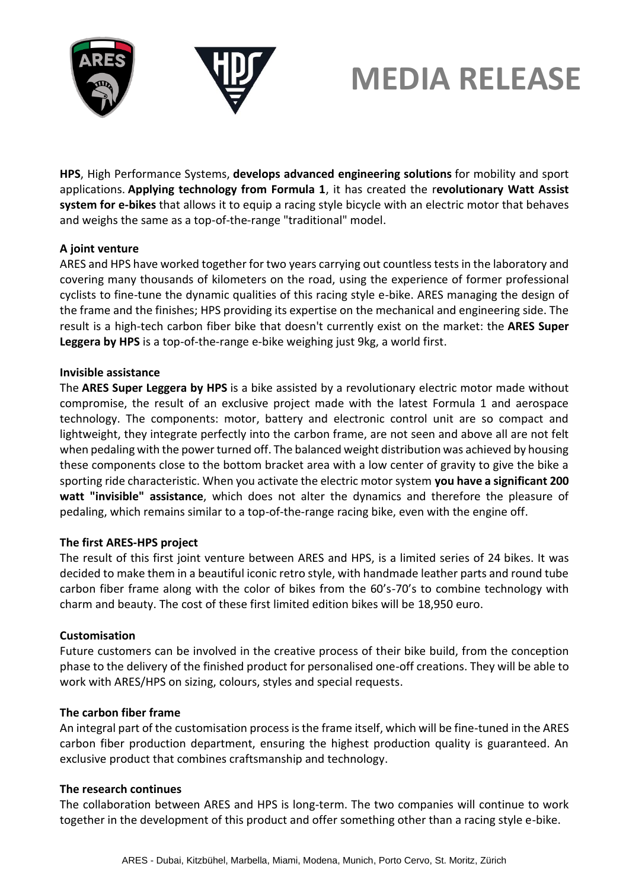# MEDIA RELEASE

**HPS**, High Performance Systems, **develops advanced engineering solutions** for mobility and sport applications. **Applying technology from Formula 1**, it has created the r**evolutionary Watt Assist system for e-bikes** that allows it to equip a racing style bicycle with an electric motor that behaves and weighs the same as a top-of-the-range "traditional" model.

**A joint venture**

ARES and HPS have worked together for two years carrying out countless tests in the laboratory and covering many thousands of kilometers on the road, using the experience of former professional cyclists to fine-tune the dynamic qualities of this racing style e-bike. ARES managing the design of the frame and the finishes; HPS providing its expertise on the mechanical and engineering side. The result is a high-tech carbon fiber bike that doesn't currently exist on the market: the **ARES Super Leggera by HPS** is a top-of-the-range e-bike weighing just 9kg, a world first.

**Invisible assistance**

The **ARES Super Leggera by HPS** is a bike assisted by a revolutionary electric motor made without compromise, the result of an exclusive project made with the latest Formula 1 and aerospace technology. The components: motor, battery and electronic control unit are so compact and lightweight, they integrate perfectly into the carbon frame, are not seen and above all are not felt when pedaling with the power turned off. The balanced weight distribution was achieved by housing these components close to the bottom bracket area with a low center of gravity to give the bike a sporting ride characteristic. When you activate the electric motor system **you have a significant 200 watt "invisible" assistance**, which does not alter the dynamics and therefore the pleasure of pedaling, which remains similar to a top-of-the-range racing bike, even with the engine off.

**The first ARES-HPS project**

The result of this first joint venture between ARES and HPS, is a limited series of 24 bikes. It was decided to make them in a beautiful iconic retro style, with handmade leather parts and round tube carbon fiber frame along with the color of bikes from the 60's-70's to combine technology with charm and beauty. The cost of these first limited edition bikes will be 18,950 euro.

**Customisation**

Future customers can be involved in the creative process of their bike build, from the conception phase to the delivery of the finished product for personalised one-off creations. They will be able to work with ARES/HPS on sizing, colours, styles and special requests.

**The carbon fiber frame**

An integral part of the customisation process is the frame itself, which will be fine-tuned in the ARES carbon fiber production department, ensuring the highest production quality is guaranteed. An exclusive product that combines craftsmanship and technology.

**The research continues**

The collaboration between ARES and HPS is long-term. The two companies will continue to work together in the development of this product and offer something other than a racing style e-bike.

ARES - Dubai, Kitzbühel, Marbella, Miami, Modena, Munich, Porto Cervo, St. Moritz, Zürich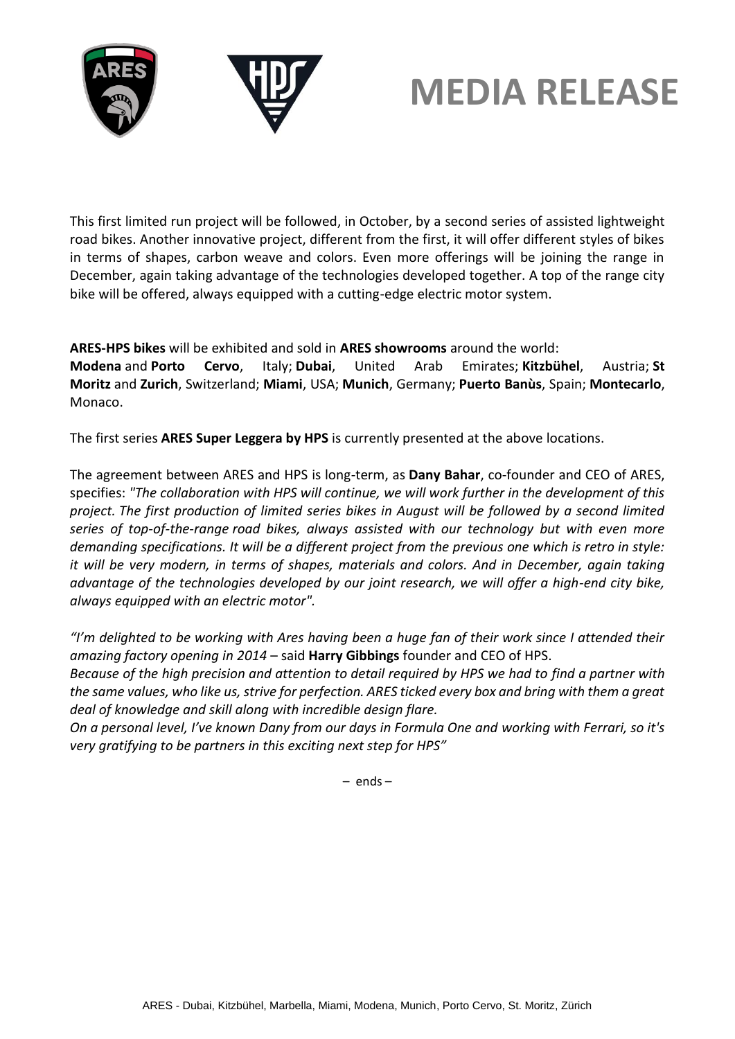# MEDIA RELEASE

This first limited run project will be followed, in October, by a second series of assisted lightweight road bikes. Another innovative project, different from the first, it will offer different styles of bikes in terms of shapes, carbon weave and colors. Even more offerings will be joining the range in December, again taking advantage of the technologies developed together. A top of the range city bike will be offered, always equipped with a cutting-edge electric motor system.

**ARES-HPS bikes** will be exhibited and sold in **ARES showrooms** around the world:
**Modena** and **Porto Cervo**, Italy; **Dubai**, United Arab Emirates; **Kitzbühel**, Austria; **St Moritz** and **Zurich**, Switzerland; **Miami**, USA; **Munich**, Germany; **Puerto Banùs**, Spain; **Montecarlo**, Monaco.

The first series **ARES Super Leggera by HPS** is currently presented at the above locations.

The agreement between ARES and HPS is long-term, as **Dany Bahar**, co-founder and CEO of ARES, specifies: *"The collaboration with HPS will continue, we will work further in the development of this project. The first production of limited series bikes in August will be followed by a second limited series of top-of-the-range road bikes, always assisted with our technology but with even more demanding specifications. It will be a different project from the previous one which is retro in style: it will be very modern, in terms of shapes, materials and colors. And in December, again taking advantage of the technologies developed by our joint research, we will offer a high-end city bike, always equipped with an electric motor".*

*"I'm delighted to be working with Ares having been a huge fan of their work since I attended their amazing factory opening in 2014* – said **Harry Gibbings** founder and CEO of HPS.
*Because of the high precision and attention to detail required by HPS we had to find a partner with the same values, who like us, strive for perfection. ARES ticked every box and bring with them a great deal of knowledge and skill along with incredible design flare.*
*On a personal level, I've known Dany from our days in Formula One and working with Ferrari, so it's very gratifying to be partners in this exciting next step for HPS"*

– ends –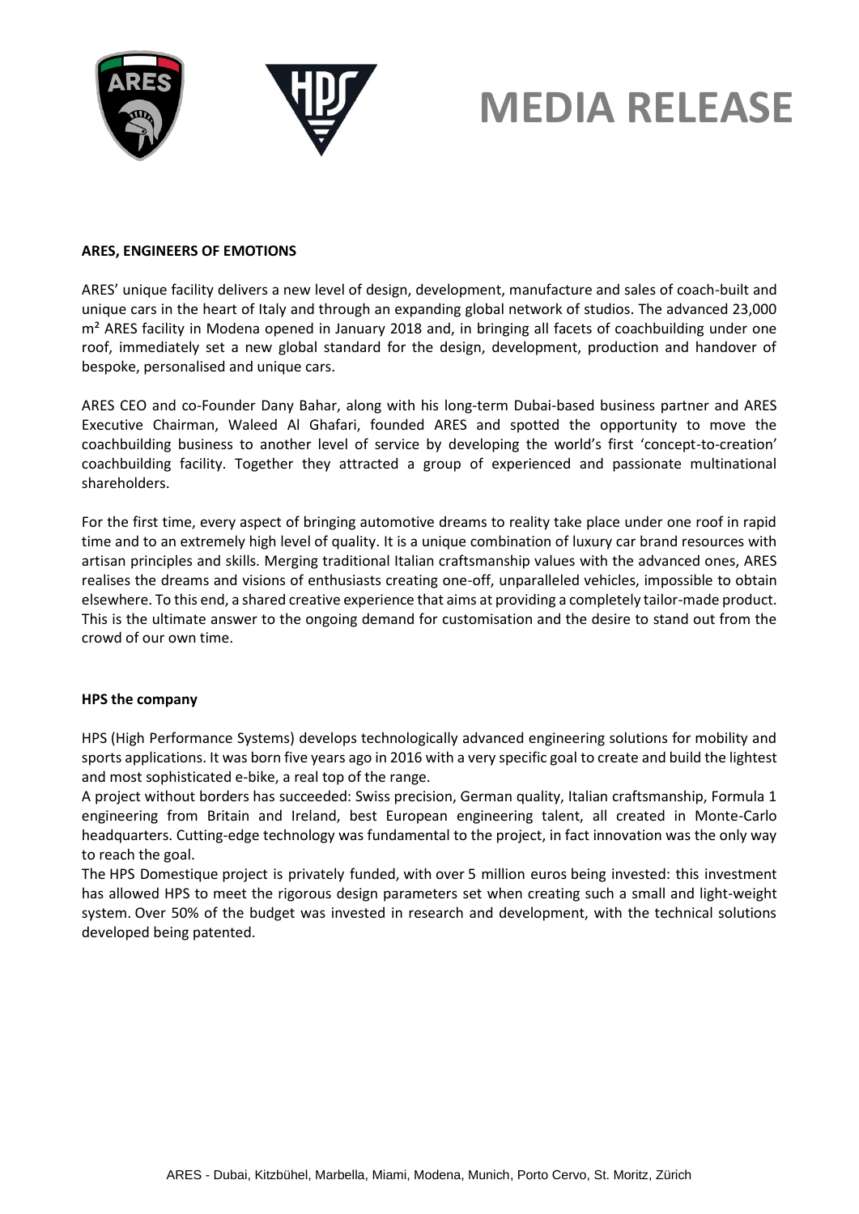# MEDIA RELEASE

**ARES, ENGINEERS OF EMOTIONS**

ARES' unique facility delivers a new level of design, development, manufacture and sales of coach-built and unique cars in the heart of Italy and through an expanding global network of studios. The advanced 23,000 m² ARES facility in Modena opened in January 2018 and, in bringing all facets of coachbuilding under one roof, immediately set a new global standard for the design, development, production and handover of bespoke, personalised and unique cars.

ARES CEO and co-Founder Dany Bahar, along with his long-term Dubai-based business partner and ARES Executive Chairman, Waleed Al Ghafari, founded ARES and spotted the opportunity to move the coachbuilding business to another level of service by developing the world's first 'concept-to-creation' coachbuilding facility. Together they attracted a group of experienced and passionate multinational shareholders.

For the first time, every aspect of bringing automotive dreams to reality take place under one roof in rapid time and to an extremely high level of quality. It is a unique combination of luxury car brand resources with artisan principles and skills. Merging traditional Italian craftsmanship values with the advanced ones, ARES realises the dreams and visions of enthusiasts creating one-off, unparalleled vehicles, impossible to obtain elsewhere. To this end, a shared creative experience that aims at providing a completely tailor-made product. This is the ultimate answer to the ongoing demand for customisation and the desire to stand out from the crowd of our own time.

**HPS the company**

HPS (High Performance Systems) develops technologically advanced engineering solutions for mobility and sports applications. It was born five years ago in 2016 with a very specific goal to create and build the lightest and most sophisticated e-bike, a real top of the range.

A project without borders has succeeded: Swiss precision, German quality, Italian craftsmanship, Formula 1 engineering from Britain and Ireland, best European engineering talent, all created in Monte-Carlo headquarters. Cutting-edge technology was fundamental to the project, in fact innovation was the only way to reach the goal.

The HPS Domestique project is privately funded, with over 5 million euros being invested: this investment has allowed HPS to meet the rigorous design parameters set when creating such a small and light-weight system. Over 50% of the budget was invested in research and development, with the technical solutions developed being patented.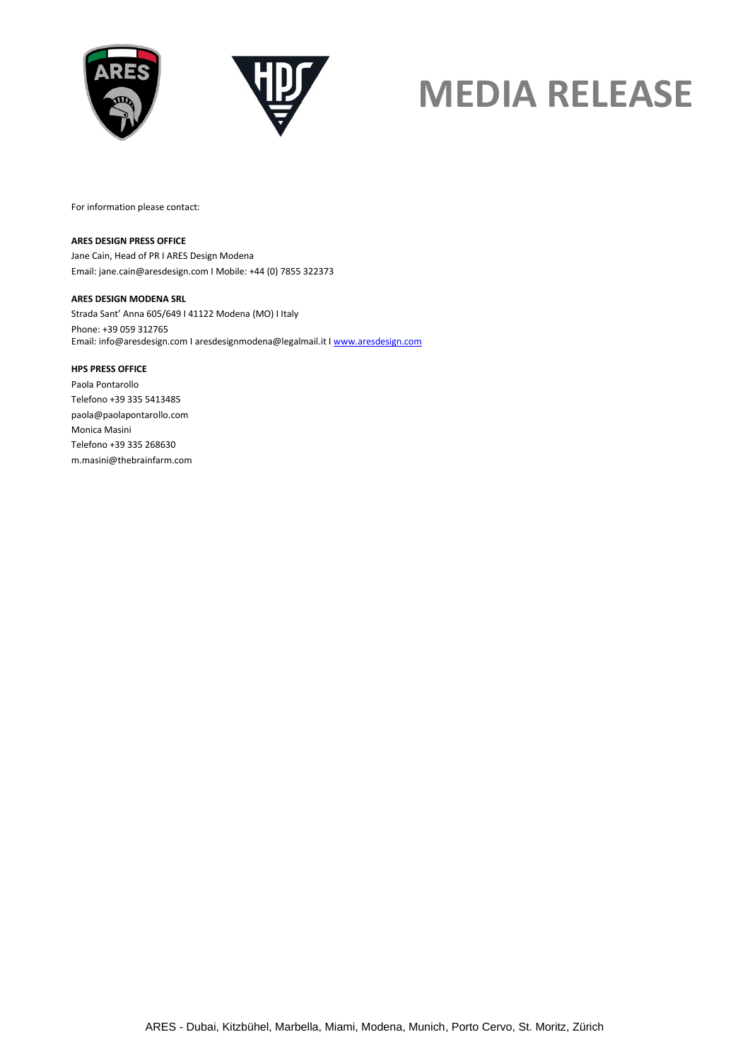# MEDIA RELEASE

For information please contact:

**ARES DESIGN PRESS OFFICE**
Jane Cain, Head of PR I ARES Design Modena
Email: jane.cain@aresdesign.com I Mobile: +44 (0) 7855 322373

**ARES DESIGN MODENA SRL**
Strada Sant' Anna 605/649 I 41122 Modena (MO) I Italy
Phone: +39 059 312765
Email: info@aresdesign.com I aresdesignmodena@legalmail.it I www.aresdesign.com

**HPS PRESS OFFICE**
Paola Pontarollo
Telefono +39 335 5413485
paola@paolapontarollo.com
Monica Masini
Telefono +39 335 268630
m.masini@thebrainfarm.com